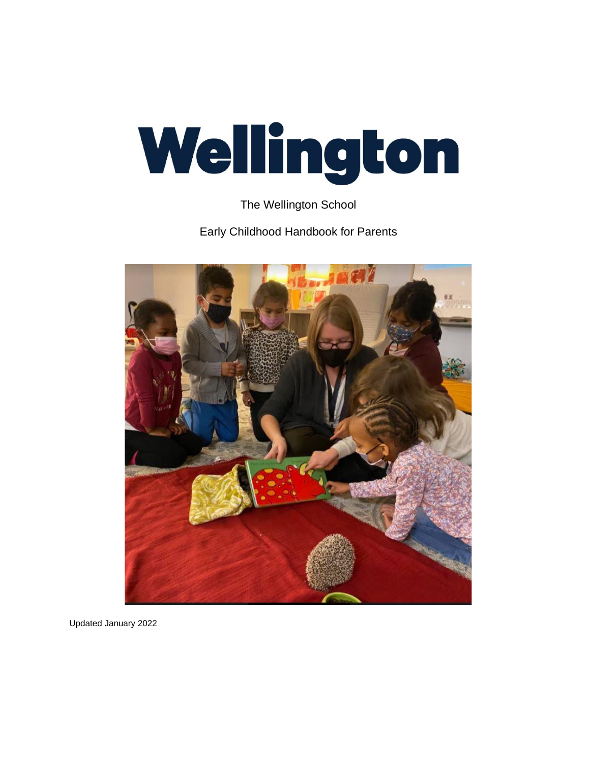# Wellington

The Wellington School

Early Childhood Handbook for Parents

Updated January 2022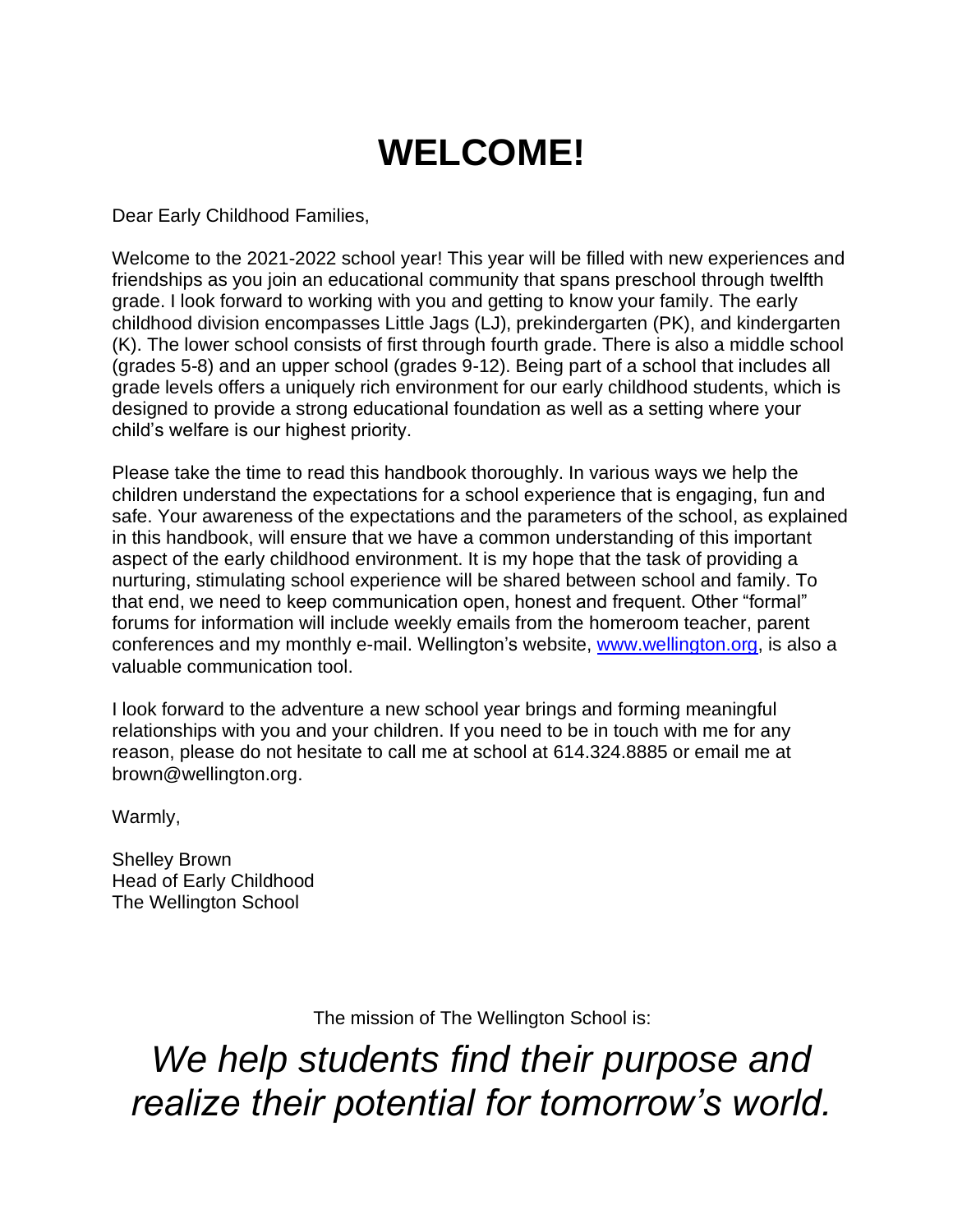# WELCOME!

Dear Early Childhood Families,

Welcome to the 2021-2022 school year! This year will be filled with new experiences and friendships as you join an educational community that spans preschool through twelfth grade. I look forward to working with you and getting to know your family. The early childhood division encompasses Little Jags (LJ), prekindergarten (PK), and kindergarten (K). The lower school consists of first through fourth grade. There is also a middle school (grades 5-8) and an upper school (grades 9-12). Being part of a school that includes all grade levels offers a uniquely rich environment for our early childhood students, which is designed to provide a strong educational foundation as well as a setting where your child's welfare is our highest priority.

Please take the time to read this handbook thoroughly. In various ways we help the children understand the expectations for a school experience that is engaging, fun and safe. Your awareness of the expectations and the parameters of the school, as explained in this handbook, will ensure that we have a common understanding of this important aspect of the early childhood environment. It is my hope that the task of providing a nurturing, stimulating school experience will be shared between school and family. To that end, we need to keep communication open, honest and frequent. Other "formal" forums for information will include weekly emails from the homeroom teacher, parent conferences and my monthly e-mail. Wellington's website, [www.wellington.org](http://www.wellington.org), is also a valuable communication tool.

I look forward to the adventure a new school year brings and forming meaningful relationships with you and your children. If you need to be in touch with me for any reason, please do not hesitate to call me at school at 614.324.8885 or email me at brown@wellington.org.

Warmly,

Shelley Brown
Head of Early Childhood
The Wellington School

The mission of The Wellington School is:

*We help students find their purpose and realize their potential for tomorrow's world.*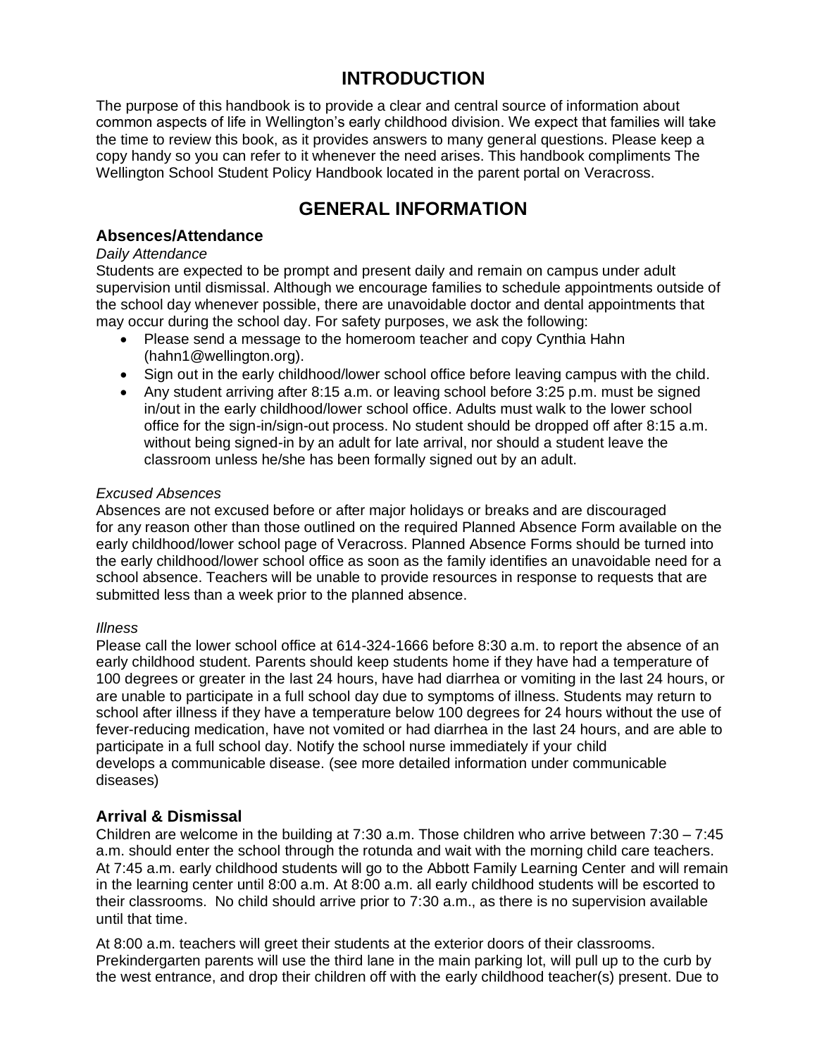# INTRODUCTION

The purpose of this handbook is to provide a clear and central source of information about common aspects of life in Wellington's early childhood division. We expect that families will take the time to review this book, as it provides answers to many general questions. Please keep a copy handy so you can refer to it whenever the need arises. This handbook compliments The Wellington School Student Policy Handbook located in the parent portal on Veracross.

# GENERAL INFORMATION

## Absences/Attendance

*Daily Attendance*

Students are expected to be prompt and present daily and remain on campus under adult supervision until dismissal. Although we encourage families to schedule appointments outside of the school day whenever possible, there are unavoidable doctor and dental appointments that may occur during the school day. For safety purposes, we ask the following:

- Please send a message to the homeroom teacher and copy Cynthia Hahn (hahn1@wellington.org).
- Sign out in the early childhood/lower school office before leaving campus with the child.
- Any student arriving after 8:15 a.m. or leaving school before 3:25 p.m. must be signed in/out in the early childhood/lower school office. Adults must walk to the lower school office for the sign-in/sign-out process. No student should be dropped off after 8:15 a.m. without being signed-in by an adult for late arrival, nor should a student leave the classroom unless he/she has been formally signed out by an adult.

*Excused Absences*

Absences are not excused before or after major holidays or breaks and are discouraged for any reason other than those outlined on the required Planned Absence Form available on the early childhood/lower school page of Veracross. Planned Absence Forms should be turned into the early childhood/lower school office as soon as the family identifies an unavoidable need for a school absence. Teachers will be unable to provide resources in response to requests that are submitted less than a week prior to the planned absence.

*Illness*

Please call the lower school office at 614-324-1666 before 8:30 a.m. to report the absence of an early childhood student. Parents should keep students home if they have had a temperature of 100 degrees or greater in the last 24 hours, have had diarrhea or vomiting in the last 24 hours, or are unable to participate in a full school day due to symptoms of illness. Students may return to school after illness if they have a temperature below 100 degrees for 24 hours without the use of fever-reducing medication, have not vomited or had diarrhea in the last 24 hours, and are able to participate in a full school day. Notify the school nurse immediately if your child develops a communicable disease. (see more detailed information under communicable diseases)

## Arrival & Dismissal

Children are welcome in the building at 7:30 a.m. Those children who arrive between 7:30 – 7:45 a.m. should enter the school through the rotunda and wait with the morning child care teachers. At 7:45 a.m. early childhood students will go to the Abbott Family Learning Center and will remain in the learning center until 8:00 a.m. At 8:00 a.m. all early childhood students will be escorted to their classrooms. No child should arrive prior to 7:30 a.m., as there is no supervision available until that time.

At 8:00 a.m. teachers will greet their students at the exterior doors of their classrooms. Prekindergarten parents will use the third lane in the main parking lot, will pull up to the curb by the west entrance, and drop their children off with the early childhood teacher(s) present. Due to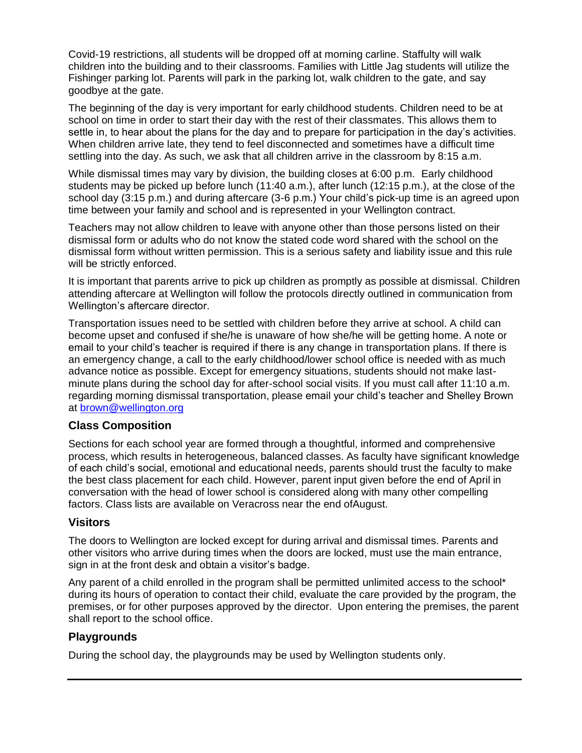Covid-19 restrictions, all students will be dropped off at morning carline. Staffulty will walk children into the building and to their classrooms. Families with Little Jag students will utilize the Fishinger parking lot. Parents will park in the parking lot, walk children to the gate, and say goodbye at the gate.

The beginning of the day is very important for early childhood students. Children need to be at school on time in order to start their day with the rest of their classmates. This allows them to settle in, to hear about the plans for the day and to prepare for participation in the day's activities. When children arrive late, they tend to feel disconnected and sometimes have a difficult time settling into the day. As such, we ask that all children arrive in the classroom by 8:15 a.m.

While dismissal times may vary by division, the building closes at 6:00 p.m. Early childhood students may be picked up before lunch (11:40 a.m.), after lunch (12:15 p.m.), at the close of the school day (3:15 p.m.) and during aftercare (3-6 p.m.) Your child's pick-up time is an agreed upon time between your family and school and is represented in your Wellington contract.

Teachers may not allow children to leave with anyone other than those persons listed on their dismissal form or adults who do not know the stated code word shared with the school on the dismissal form without written permission. This is a serious safety and liability issue and this rule will be strictly enforced.

It is important that parents arrive to pick up children as promptly as possible at dismissal. Children attending aftercare at Wellington will follow the protocols directly outlined in communication from Wellington's aftercare director.

Transportation issues need to be settled with children before they arrive at school. A child can become upset and confused if she/he is unaware of how she/he will be getting home. A note or email to your child's teacher is required if there is any change in transportation plans. If there is an emergency change, a call to the early childhood/lower school office is needed with as much advance notice as possible. Except for emergency situations, students should not make last-minute plans during the school day for after-school social visits. If you must call after 11:10 a.m. regarding morning dismissal transportation, please email your child's teacher and Shelley Brown at brown@wellington.org

### Class Composition

Sections for each school year are formed through a thoughtful, informed and comprehensive process, which results in heterogeneous, balanced classes. As faculty have significant knowledge of each child's social, emotional and educational needs, parents should trust the faculty to make the best class placement for each child. However, parent input given before the end of April in conversation with the head of lower school is considered along with many other compelling factors. Class lists are available on Veracross near the end ofAugust.

### Visitors

The doors to Wellington are locked except for during arrival and dismissal times. Parents and other visitors who arrive during times when the doors are locked, must use the main entrance, sign in at the front desk and obtain a visitor's badge.

Any parent of a child enrolled in the program shall be permitted unlimited access to the school* during its hours of operation to contact their child, evaluate the care provided by the program, the premises, or for other purposes approved by the director. Upon entering the premises, the parent shall report to the school office.

### Playgrounds

During the school day, the playgrounds may be used by Wellington students only.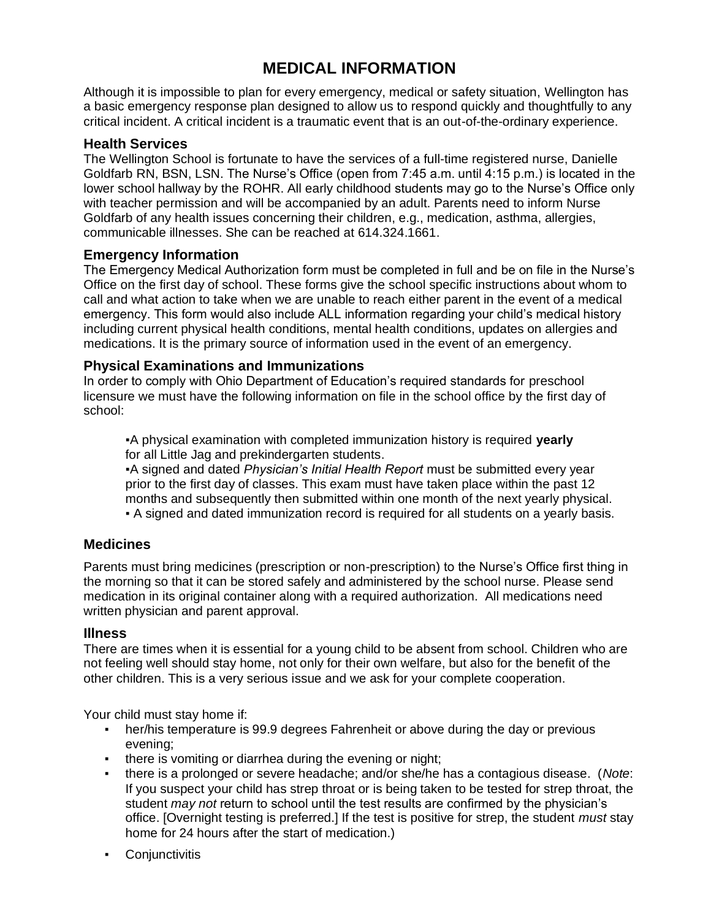# MEDICAL INFORMATION

Although it is impossible to plan for every emergency, medical or safety situation, Wellington has a basic emergency response plan designed to allow us to respond quickly and thoughtfully to any critical incident. A critical incident is a traumatic event that is an out-of-the-ordinary experience.

## Health Services

The Wellington School is fortunate to have the services of a full-time registered nurse, Danielle Goldfarb RN, BSN, LSN. The Nurse's Office (open from 7:45 a.m. until 4:15 p.m.) is located in the lower school hallway by the ROHR. All early childhood students may go to the Nurse's Office only with teacher permission and will be accompanied by an adult. Parents need to inform Nurse Goldfarb of any health issues concerning their children, e.g., medication, asthma, allergies, communicable illnesses. She can be reached at 614.324.1661.

## Emergency Information

The Emergency Medical Authorization form must be completed in full and be on file in the Nurse's Office on the first day of school. These forms give the school specific instructions about whom to call and what action to take when we are unable to reach either parent in the event of a medical emergency. This form would also include ALL information regarding your child's medical history including current physical health conditions, mental health conditions, updates on allergies and medications. It is the primary source of information used in the event of an emergency.

## Physical Examinations and Immunizations

In order to comply with Ohio Department of Education's required standards for preschool licensure we must have the following information on file in the school office by the first day of school:

- A physical examination with completed immunization history is required **yearly** for all Little Jag and prekindergarten students.
- A signed and dated *Physician's Initial Health Report* must be submitted every year prior to the first day of classes. This exam must have taken place within the past 12 months and subsequently then submitted within one month of the next yearly physical.
- A signed and dated immunization record is required for all students on a yearly basis.

## Medicines

Parents must bring medicines (prescription or non-prescription) to the Nurse's Office first thing in the morning so that it can be stored safely and administered by the school nurse. Please send medication in its original container along with a required authorization. All medications need written physician and parent approval.

## Illness

There are times when it is essential for a young child to be absent from school. Children who are not feeling well should stay home, not only for their own welfare, but also for the benefit of the other children. This is a very serious issue and we ask for your complete cooperation.

Your child must stay home if:

- her/his temperature is 99.9 degrees Fahrenheit or above during the day or previous evening;
- there is vomiting or diarrhea during the evening or night;
- there is a prolonged or severe headache; and/or she/he has a contagious disease. (*Note*: If you suspect your child has strep throat or is being taken to be tested for strep throat, the student *may not* return to school until the test results are confirmed by the physician's office. [Overnight testing is preferred.] If the test is positive for strep, the student *must* stay home for 24 hours after the start of medication.)
- Conjunctivitis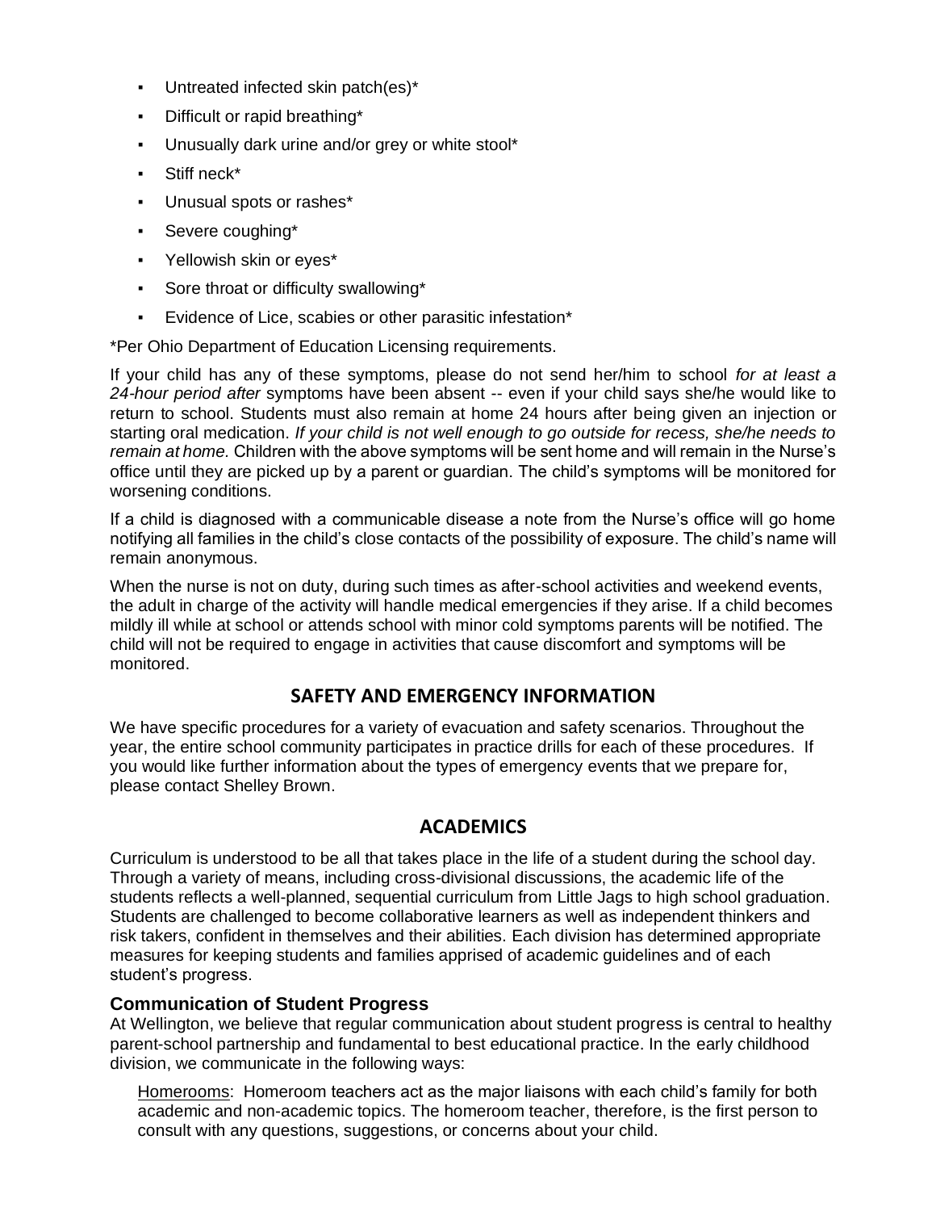- Untreated infected skin patch(es)*
- Difficult or rapid breathing*
- Unusually dark urine and/or grey or white stool*
- Stiff neck*
- Unusual spots or rashes*
- Severe coughing*
- Yellowish skin or eyes*
- Sore throat or difficulty swallowing*
- Evidence of Lice, scabies or other parasitic infestation*

*Per Ohio Department of Education Licensing requirements.

If your child has any of these symptoms, please do not send her/him to school *for at least a 24-hour period after* symptoms have been absent -- even if your child says she/he would like to return to school. Students must also remain at home 24 hours after being given an injection or starting oral medication. *If your child is not well enough to go outside for recess, she/he needs to remain at home.* Children with the above symptoms will be sent home and will remain in the Nurse's office until they are picked up by a parent or guardian. The child's symptoms will be monitored for worsening conditions.

If a child is diagnosed with a communicable disease a note from the Nurse's office will go home notifying all families in the child's close contacts of the possibility of exposure. The child's name will remain anonymous.

When the nurse is not on duty, during such times as after-school activities and weekend events, the adult in charge of the activity will handle medical emergencies if they arise. If a child becomes mildly ill while at school or attends school with minor cold symptoms parents will be notified. The child will not be required to engage in activities that cause discomfort and symptoms will be monitored.

## SAFETY AND EMERGENCY INFORMATION

We have specific procedures for a variety of evacuation and safety scenarios. Throughout the year, the entire school community participates in practice drills for each of these procedures. If you would like further information about the types of emergency events that we prepare for, please contact Shelley Brown.

## ACADEMICS

Curriculum is understood to be all that takes place in the life of a student during the school day. Through a variety of means, including cross-divisional discussions, the academic life of the students reflects a well-planned, sequential curriculum from Little Jags to high school graduation. Students are challenged to become collaborative learners as well as independent thinkers and risk takers, confident in themselves and their abilities. Each division has determined appropriate measures for keeping students and families apprised of academic guidelines and of each student's progress.

### Communication of Student Progress

At Wellington, we believe that regular communication about student progress is central to healthy parent-school partnership and fundamental to best educational practice. In the early childhood division, we communicate in the following ways:

Homerooms: Homeroom teachers act as the major liaisons with each child's family for both academic and non-academic topics. The homeroom teacher, therefore, is the first person to consult with any questions, suggestions, or concerns about your child.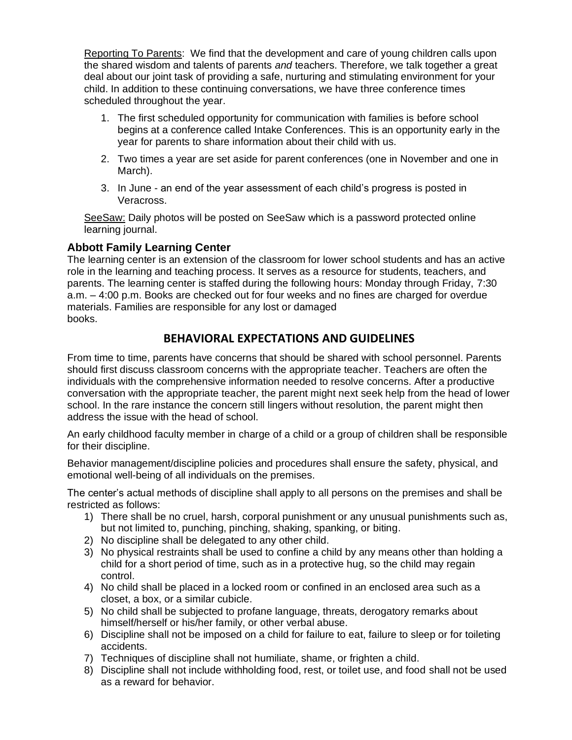Reporting To Parents: We find that the development and care of young children calls upon the shared wisdom and talents of parents *and* teachers. Therefore, we talk together a great deal about our joint task of providing a safe, nurturing and stimulating environment for your child. In addition to these continuing conversations, we have three conference times scheduled throughout the year.

1. The first scheduled opportunity for communication with families is before school begins at a conference called Intake Conferences. This is an opportunity early in the year for parents to share information about their child with us.
2. Two times a year are set aside for parent conferences (one in November and one in March).
3. In June - an end of the year assessment of each child's progress is posted in Veracross.

SeeSaw: Daily photos will be posted on SeeSaw which is a password protected online learning journal.

### Abbott Family Learning Center

The learning center is an extension of the classroom for lower school students and has an active role in the learning and teaching process. It serves as a resource for students, teachers, and parents. The learning center is staffed during the following hours: Monday through Friday, 7:30 a.m. – 4:00 p.m. Books are checked out for four weeks and no fines are charged for overdue materials. Families are responsible for any lost or damaged books.

## BEHAVIORAL EXPECTATIONS AND GUIDELINES

From time to time, parents have concerns that should be shared with school personnel. Parents should first discuss classroom concerns with the appropriate teacher. Teachers are often the individuals with the comprehensive information needed to resolve concerns. After a productive conversation with the appropriate teacher, the parent might next seek help from the head of lower school. In the rare instance the concern still lingers without resolution, the parent might then address the issue with the head of school.

An early childhood faculty member in charge of a child or a group of children shall be responsible for their discipline.

Behavior management/discipline policies and procedures shall ensure the safety, physical, and emotional well-being of all individuals on the premises.

The center's actual methods of discipline shall apply to all persons on the premises and shall be restricted as follows:

1) There shall be no cruel, harsh, corporal punishment or any unusual punishments such as, but not limited to, punching, pinching, shaking, spanking, or biting.
2) No discipline shall be delegated to any other child.
3) No physical restraints shall be used to confine a child by any means other than holding a child for a short period of time, such as in a protective hug, so the child may regain control.
4) No child shall be placed in a locked room or confined in an enclosed area such as a closet, a box, or a similar cubicle.
5) No child shall be subjected to profane language, threats, derogatory remarks about himself/herself or his/her family, or other verbal abuse.
6) Discipline shall not be imposed on a child for failure to eat, failure to sleep or for toileting accidents.
7) Techniques of discipline shall not humiliate, shame, or frighten a child.
8) Discipline shall not include withholding food, rest, or toilet use, and food shall not be used as a reward for behavior.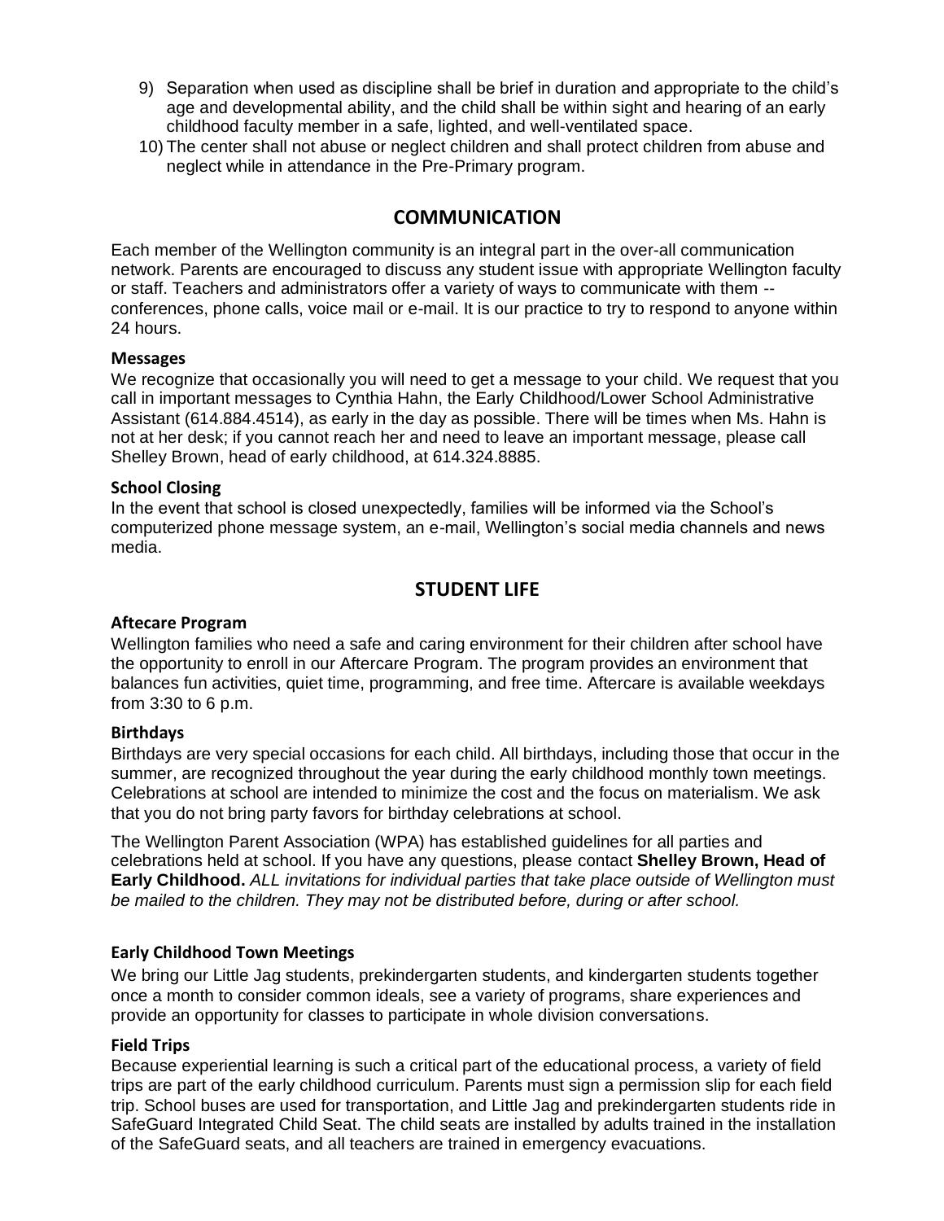9) Separation when used as discipline shall be brief in duration and appropriate to the child's age and developmental ability, and the child shall be within sight and hearing of an early childhood faculty member in a safe, lighted, and well-ventilated space.
10) The center shall not abuse or neglect children and shall protect children from abuse and neglect while in attendance in the Pre-Primary program.

## COMMUNICATION

Each member of the Wellington community is an integral part in the over-all communication network. Parents are encouraged to discuss any student issue with appropriate Wellington faculty or staff. Teachers and administrators offer a variety of ways to communicate with them -- conferences, phone calls, voice mail or e-mail. It is our practice to try to respond to anyone within 24 hours.

### Messages

We recognize that occasionally you will need to get a message to your child. We request that you call in important messages to Cynthia Hahn, the Early Childhood/Lower School Administrative Assistant (614.884.4514), as early in the day as possible. There will be times when Ms. Hahn is not at her desk; if you cannot reach her and need to leave an important message, please call Shelley Brown, head of early childhood, at 614.324.8885.

### School Closing

In the event that school is closed unexpectedly, families will be informed via the School's computerized phone message system, an e-mail, Wellington's social media channels and news media.

## STUDENT LIFE

### Aftecare Program

Wellington families who need a safe and caring environment for their children after school have the opportunity to enroll in our Aftercare Program. The program provides an environment that balances fun activities, quiet time, programming, and free time. Aftercare is available weekdays from 3:30 to 6 p.m.

### Birthdays

Birthdays are very special occasions for each child. All birthdays, including those that occur in the summer, are recognized throughout the year during the early childhood monthly town meetings. Celebrations at school are intended to minimize the cost and the focus on materialism. We ask that you do not bring party favors for birthday celebrations at school.

The Wellington Parent Association (WPA) has established guidelines for all parties and celebrations held at school. If you have any questions, please contact **Shelley Brown, Head of Early Childhood.** *ALL invitations for individual parties that take place outside of Wellington must be mailed to the children. They may not be distributed before, during or after school.*

### Early Childhood Town Meetings

We bring our Little Jag students, prekindergarten students, and kindergarten students together once a month to consider common ideals, see a variety of programs, share experiences and provide an opportunity for classes to participate in whole division conversations.

### Field Trips

Because experiential learning is such a critical part of the educational process, a variety of field trips are part of the early childhood curriculum. Parents must sign a permission slip for each field trip. School buses are used for transportation, and Little Jag and prekindergarten students ride in SafeGuard Integrated Child Seat. The child seats are installed by adults trained in the installation of the SafeGuard seats, and all teachers are trained in emergency evacuations.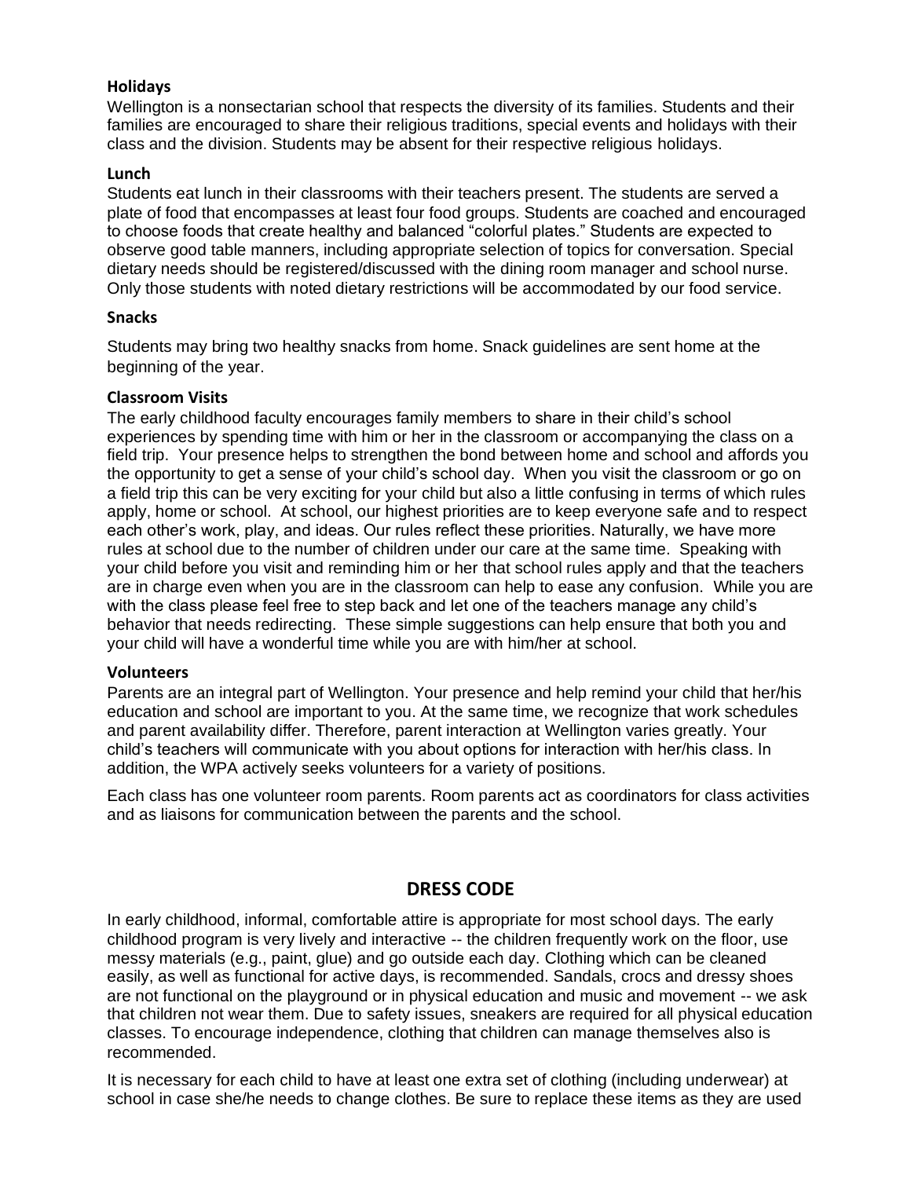### Holidays

Wellington is a nonsectarian school that respects the diversity of its families. Students and their families are encouraged to share their religious traditions, special events and holidays with their class and the division. Students may be absent for their respective religious holidays.

### Lunch

Students eat lunch in their classrooms with their teachers present. The students are served a plate of food that encompasses at least four food groups. Students are coached and encouraged to choose foods that create healthy and balanced "colorful plates." Students are expected to observe good table manners, including appropriate selection of topics for conversation. Special dietary needs should be registered/discussed with the dining room manager and school nurse. Only those students with noted dietary restrictions will be accommodated by our food service.

### Snacks

Students may bring two healthy snacks from home. Snack guidelines are sent home at the beginning of the year.

### Classroom Visits

The early childhood faculty encourages family members to share in their child's school experiences by spending time with him or her in the classroom or accompanying the class on a field trip. Your presence helps to strengthen the bond between home and school and affords you the opportunity to get a sense of your child's school day. When you visit the classroom or go on a field trip this can be very exciting for your child but also a little confusing in terms of which rules apply, home or school. At school, our highest priorities are to keep everyone safe and to respect each other's work, play, and ideas. Our rules reflect these priorities. Naturally, we have more rules at school due to the number of children under our care at the same time. Speaking with your child before you visit and reminding him or her that school rules apply and that the teachers are in charge even when you are in the classroom can help to ease any confusion. While you are with the class please feel free to step back and let one of the teachers manage any child's behavior that needs redirecting. These simple suggestions can help ensure that both you and your child will have a wonderful time while you are with him/her at school.

### Volunteers

Parents are an integral part of Wellington. Your presence and help remind your child that her/his education and school are important to you. At the same time, we recognize that work schedules and parent availability differ. Therefore, parent interaction at Wellington varies greatly. Your child's teachers will communicate with you about options for interaction with her/his class. In addition, the WPA actively seeks volunteers for a variety of positions.

Each class has one volunteer room parents. Room parents act as coordinators for class activities and as liaisons for communication between the parents and the school.

## DRESS CODE

In early childhood, informal, comfortable attire is appropriate for most school days. The early childhood program is very lively and interactive -- the children frequently work on the floor, use messy materials (e.g., paint, glue) and go outside each day. Clothing which can be cleaned easily, as well as functional for active days, is recommended. Sandals, crocs and dressy shoes are not functional on the playground or in physical education and music and movement -- we ask that children not wear them. Due to safety issues, sneakers are required for all physical education classes. To encourage independence, clothing that children can manage themselves also is recommended.

It is necessary for each child to have at least one extra set of clothing (including underwear) at school in case she/he needs to change clothes. Be sure to replace these items as they are used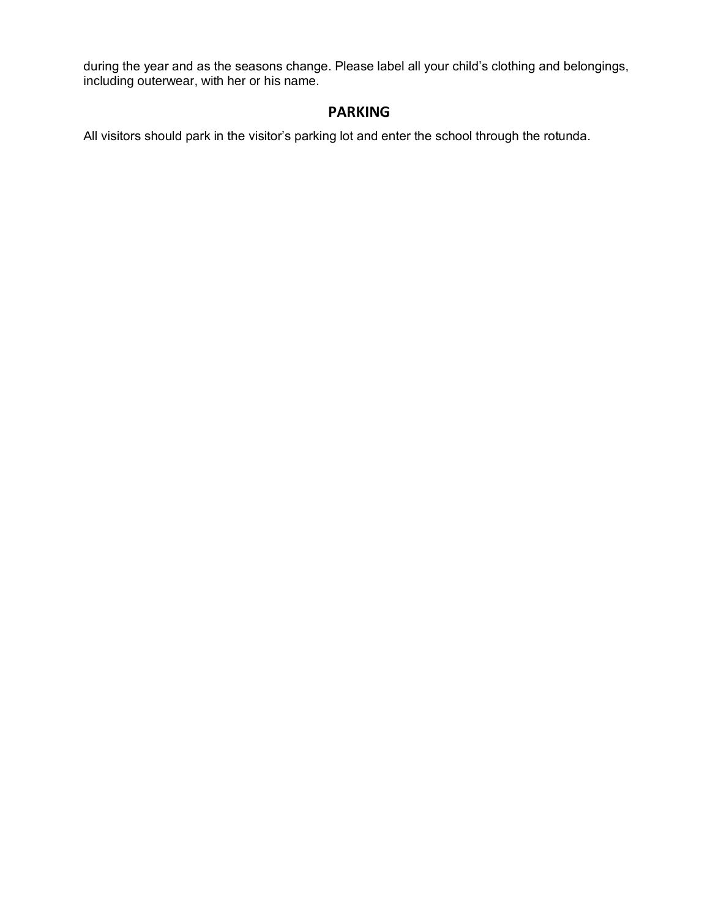during the year and as the seasons change. Please label all your child's clothing and belongings, including outerwear, with her or his name.

## PARKING

All visitors should park in the visitor's parking lot and enter the school through the rotunda.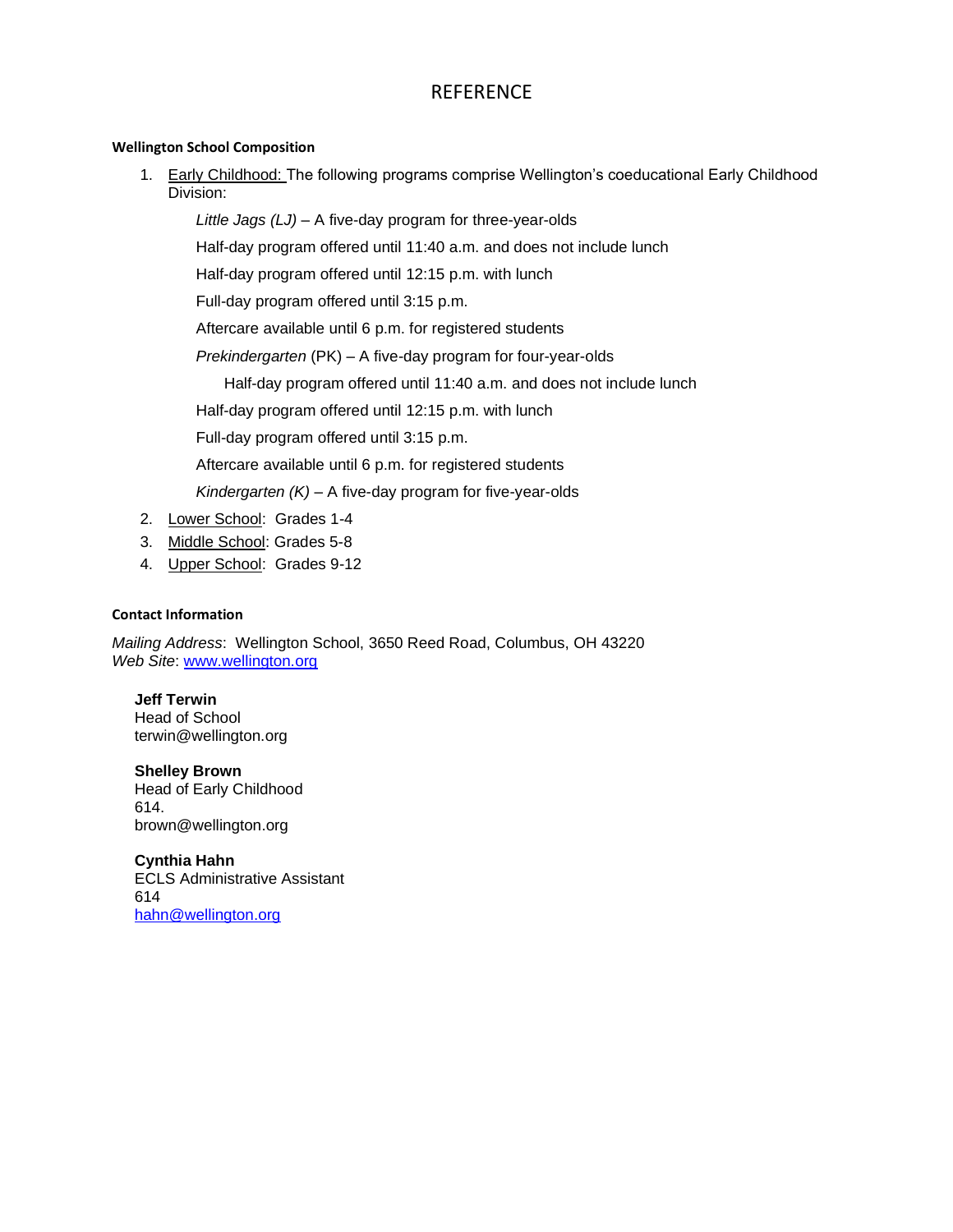# REFERENCE

**Wellington School Composition**

1. Early Childhood: The following programs comprise Wellington's coeducational Early Childhood Division:

   *Little Jags (LJ)* – A five-day program for three-year-olds

   Half-day program offered until 11:40 a.m. and does not include lunch

   Half-day program offered until 12:15 p.m. with lunch

   Full-day program offered until 3:15 p.m.

   Aftercare available until 6 p.m. for registered students

   *Prekindergarten* (PK) – A five-day program for four-year-olds

   Half-day program offered until 11:40 a.m. and does not include lunch

   Half-day program offered until 12:15 p.m. with lunch

   Full-day program offered until 3:15 p.m.

   Aftercare available until 6 p.m. for registered students

   *Kindergarten (K)* – A five-day program for five-year-olds

2. Lower School: Grades 1-4
3. Middle School: Grades 5-8
4. Upper School: Grades 9-12

**Contact Information**

*Mailing Address*: Wellington School, 3650 Reed Road, Columbus, OH 43220
*Web Site*: www.wellington.org

**Jeff Terwin**
Head of School
terwin@wellington.org

**Shelley Brown**
Head of Early Childhood
614.
brown@wellington.org

**Cynthia Hahn**
ECLS Administrative Assistant
614
hahn@wellington.org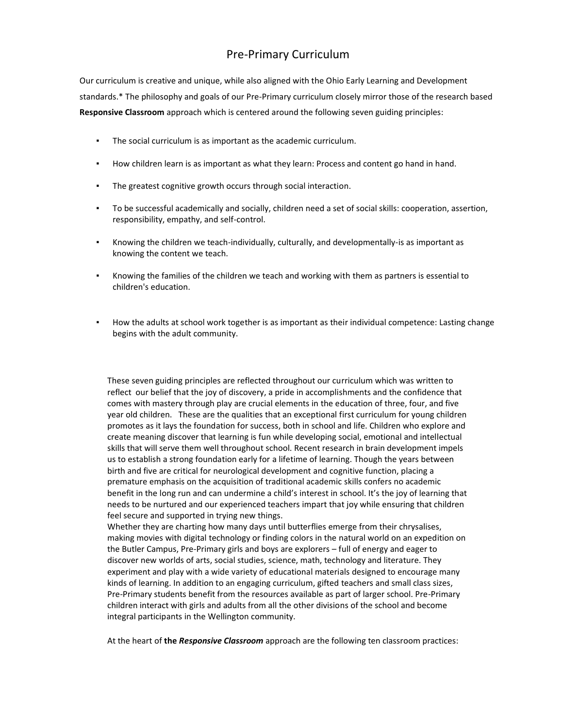# Pre-Primary Curriculum

Our curriculum is creative and unique, while also aligned with the Ohio Early Learning and Development standards.* The philosophy and goals of our Pre-Primary curriculum closely mirror those of the research based **Responsive Classroom** approach which is centered around the following seven guiding principles:

- The social curriculum is as important as the academic curriculum.
- How children learn is as important as what they learn: Process and content go hand in hand.
- The greatest cognitive growth occurs through social interaction.
- To be successful academically and socially, children need a set of social skills: cooperation, assertion, responsibility, empathy, and self-control.
- Knowing the children we teach-individually, culturally, and developmentally-is as important as knowing the content we teach.
- Knowing the families of the children we teach and working with them as partners is essential to children's education.
- How the adults at school work together is as important as their individual competence: Lasting change begins with the adult community.

These seven guiding principles are reflected throughout our curriculum which was written to reflect our belief that the joy of discovery, a pride in accomplishments and the confidence that comes with mastery through play are crucial elements in the education of three, four, and five year old children. These are the qualities that an exceptional first curriculum for young children promotes as it lays the foundation for success, both in school and life. Children who explore and create meaning discover that learning is fun while developing social, emotional and intellectual skills that will serve them well throughout school. Recent research in brain development impels us to establish a strong foundation early for a lifetime of learning. Though the years between birth and five are critical for neurological development and cognitive function, placing a premature emphasis on the acquisition of traditional academic skills confers no academic benefit in the long run and can undermine a child's interest in school. It's the joy of learning that needs to be nurtured and our experienced teachers impart that joy while ensuring that children feel secure and supported in trying new things.

Whether they are charting how many days until butterflies emerge from their chrysalises, making movies with digital technology or finding colors in the natural world on an expedition on the Butler Campus, Pre-Primary girls and boys are explorers – full of energy and eager to discover new worlds of arts, social studies, science, math, technology and literature. They experiment and play with a wide variety of educational materials designed to encourage many kinds of learning. In addition to an engaging curriculum, gifted teachers and small class sizes, Pre-Primary students benefit from the resources available as part of larger school. Pre-Primary children interact with girls and adults from all the other divisions of the school and become integral participants in the Wellington community.

At the heart of **the *Responsive Classroom*** approach are the following ten classroom practices: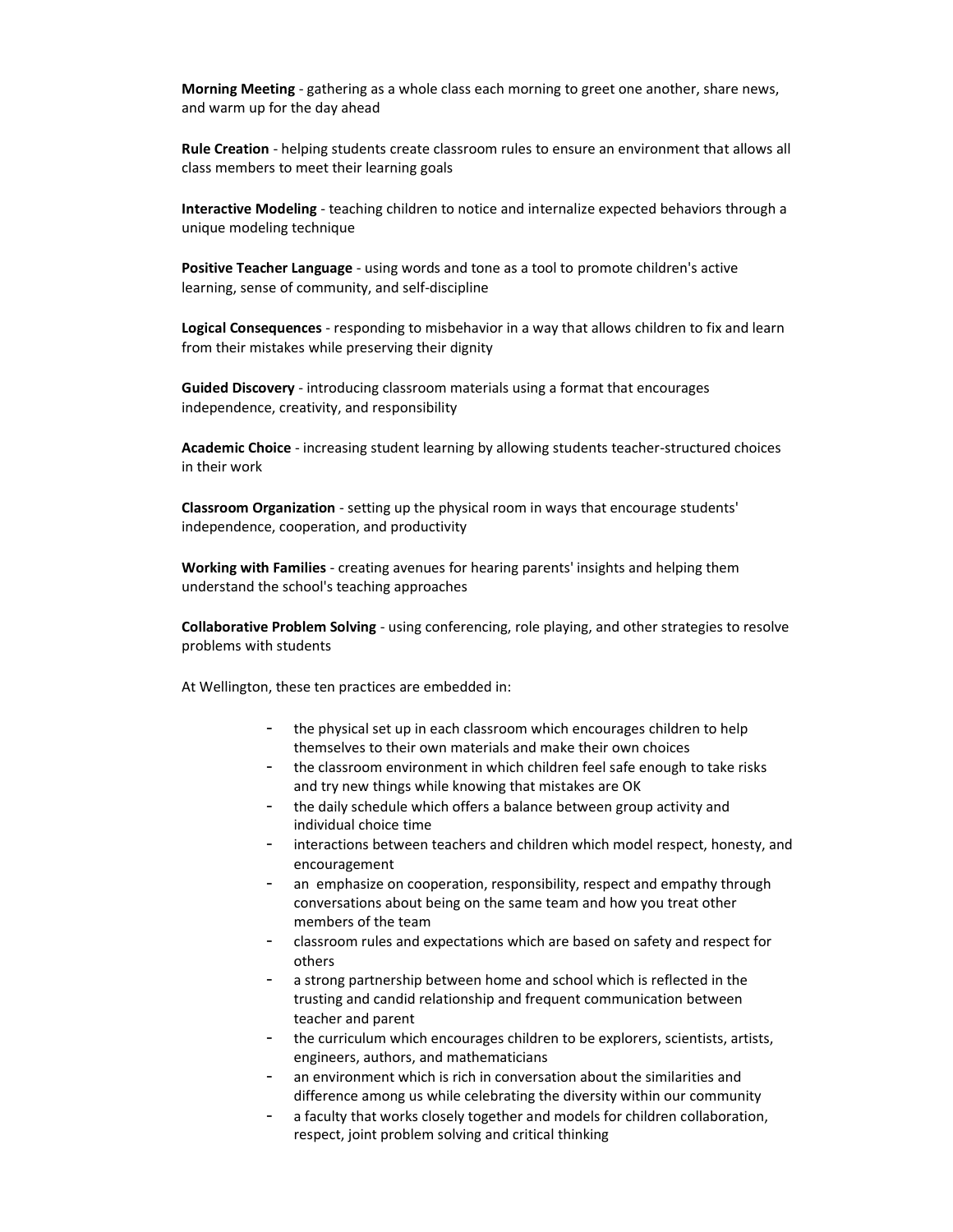**Morning Meeting** - gathering as a whole class each morning to greet one another, share news, and warm up for the day ahead

**Rule Creation** - helping students create classroom rules to ensure an environment that allows all class members to meet their learning goals

**Interactive Modeling** - teaching children to notice and internalize expected behaviors through a unique modeling technique

**Positive Teacher Language** - using words and tone as a tool to promote children's active learning, sense of community, and self-discipline

**Logical Consequences** - responding to misbehavior in a way that allows children to fix and learn from their mistakes while preserving their dignity

**Guided Discovery** - introducing classroom materials using a format that encourages independence, creativity, and responsibility

**Academic Choice** - increasing student learning by allowing students teacher-structured choices in their work

**Classroom Organization** - setting up the physical room in ways that encourage students' independence, cooperation, and productivity

**Working with Families** - creating avenues for hearing parents' insights and helping them understand the school's teaching approaches

**Collaborative Problem Solving** - using conferencing, role playing, and other strategies to resolve problems with students

At Wellington, these ten practices are embedded in:

- the physical set up in each classroom which encourages children to help themselves to their own materials and make their own choices
- the classroom environment in which children feel safe enough to take risks and try new things while knowing that mistakes are OK
- the daily schedule which offers a balance between group activity and individual choice time
- interactions between teachers and children which model respect, honesty, and encouragement
- an emphasize on cooperation, responsibility, respect and empathy through conversations about being on the same team and how you treat other members of the team
- classroom rules and expectations which are based on safety and respect for others
- a strong partnership between home and school which is reflected in the trusting and candid relationship and frequent communication between teacher and parent
- the curriculum which encourages children to be explorers, scientists, artists, engineers, authors, and mathematicians
- an environment which is rich in conversation about the similarities and difference among us while celebrating the diversity within our community
- a faculty that works closely together and models for children collaboration, respect, joint problem solving and critical thinking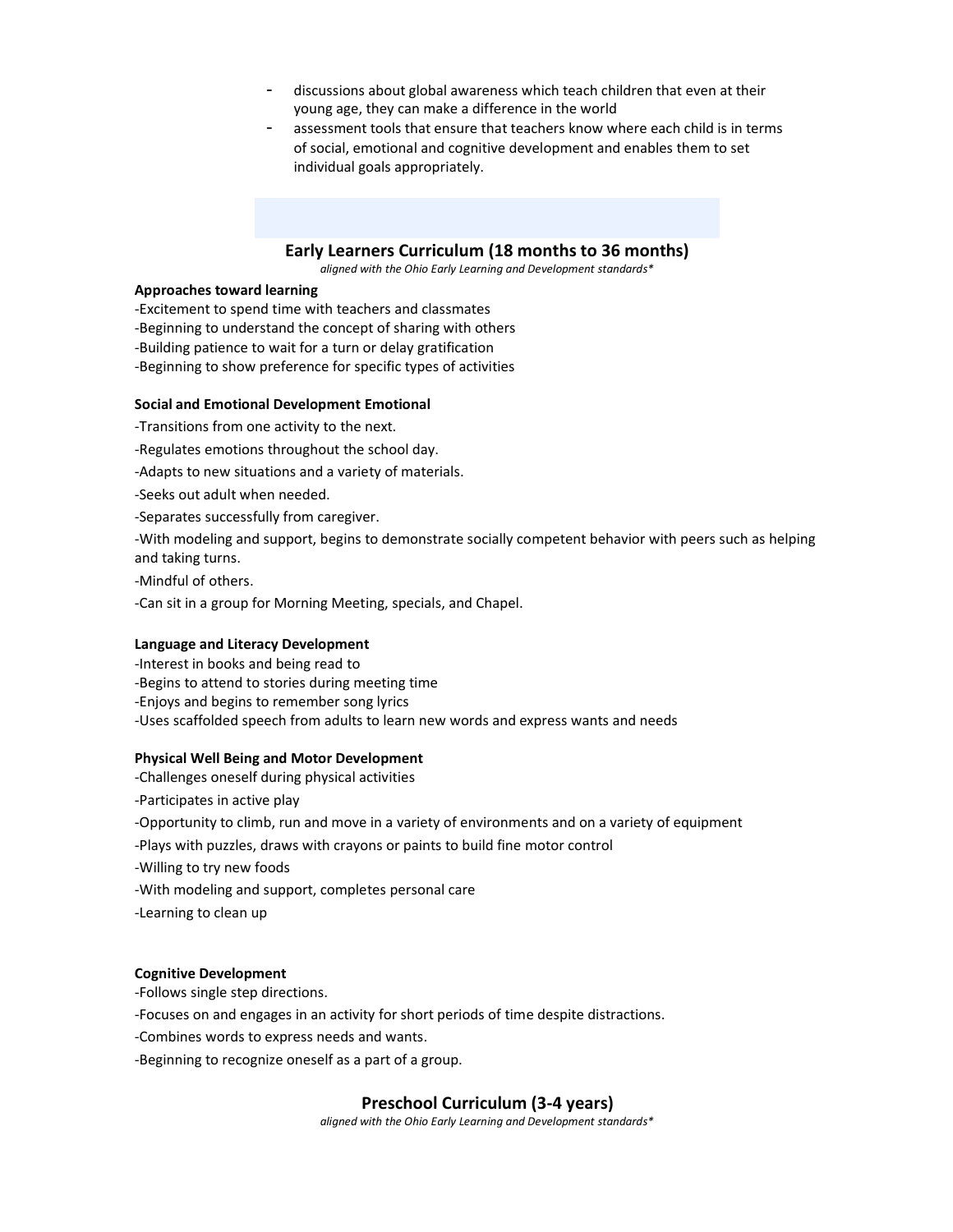- discussions about global awareness which teach children that even at their young age, they can make a difference in the world
- assessment tools that ensure that teachers know where each child is in terms of social, emotional and cognitive development and enables them to set individual goals appropriately.

## Early Learners Curriculum (18 months to 36 months)

*aligned with the Ohio Early Learning and Development standards**

**Approaches toward learning**

-Excitement to spend time with teachers and classmates
-Beginning to understand the concept of sharing with others
-Building patience to wait for a turn or delay gratification
-Beginning to show preference for specific types of activities

**Social and Emotional Development Emotional**

-Transitions from one activity to the next.

-Regulates emotions throughout the school day.

-Adapts to new situations and a variety of materials.

-Seeks out adult when needed.

-Separates successfully from caregiver.

-With modeling and support, begins to demonstrate socially competent behavior with peers such as helping and taking turns.

-Mindful of others.

-Can sit in a group for Morning Meeting, specials, and Chapel.

**Language and Literacy Development**

-Interest in books and being read to
-Begins to attend to stories during meeting time
-Enjoys and begins to remember song lyrics
-Uses scaffolded speech from adults to learn new words and express wants and needs

**Physical Well Being and Motor Development**

-Challenges oneself during physical activities

-Participates in active play

-Opportunity to climb, run and move in a variety of environments and on a variety of equipment

-Plays with puzzles, draws with crayons or paints to build fine motor control

-Willing to try new foods

-With modeling and support, completes personal care

-Learning to clean up

**Cognitive Development**

-Follows single step directions.

-Focuses on and engages in an activity for short periods of time despite distractions.

-Combines words to express needs and wants.

-Beginning to recognize oneself as a part of a group.

## Preschool Curriculum (3-4 years)

*aligned with the Ohio Early Learning and Development standards**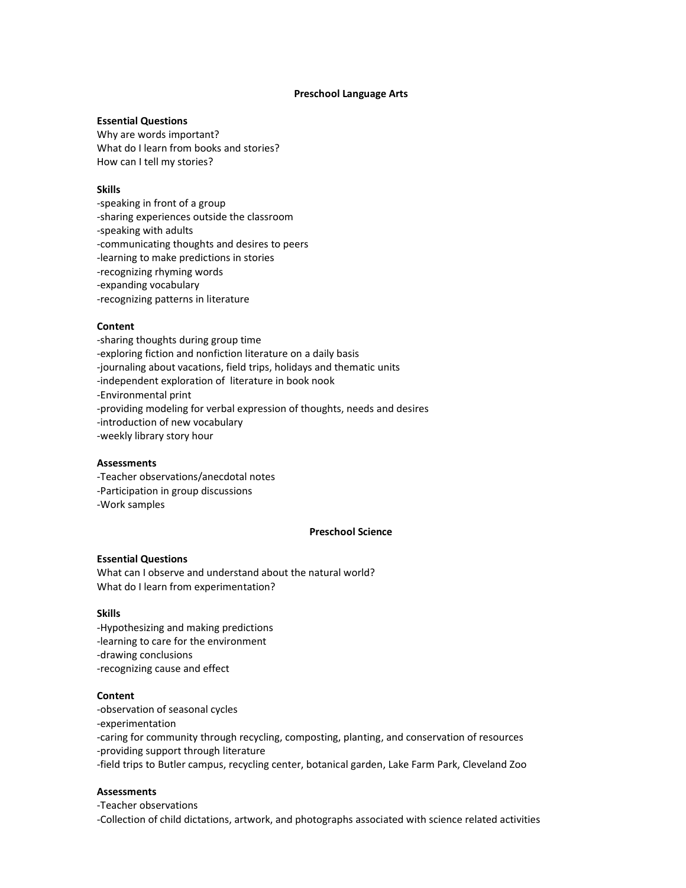## Preschool Language Arts

**Essential Questions**

Why are words important?
What do I learn from books and stories?
How can I tell my stories?

**Skills**

-speaking in front of a group
-sharing experiences outside the classroom
-speaking with adults
-communicating thoughts and desires to peers
-learning to make predictions in stories
-recognizing rhyming words
-expanding vocabulary
-recognizing patterns in literature

**Content**

-sharing thoughts during group time
-exploring fiction and nonfiction literature on a daily basis
-journaling about vacations, field trips, holidays and thematic units
-independent exploration of literature in book nook
-Environmental print
-providing modeling for verbal expression of thoughts, needs and desires
-introduction of new vocabulary
-weekly library story hour

**Assessments**

-Teacher observations/anecdotal notes
-Participation in group discussions
-Work samples

## Preschool Science

**Essential Questions**

What can I observe and understand about the natural world?
What do I learn from experimentation?

**Skills**

-Hypothesizing and making predictions
-learning to care for the environment
-drawing conclusions
-recognizing cause and effect

**Content**

-observation of seasonal cycles
-experimentation
-caring for community through recycling, composting, planting, and conservation of resources
-providing support through literature
-field trips to Butler campus, recycling center, botanical garden, Lake Farm Park, Cleveland Zoo

**Assessments**

-Teacher observations
-Collection of child dictations, artwork, and photographs associated with science related activities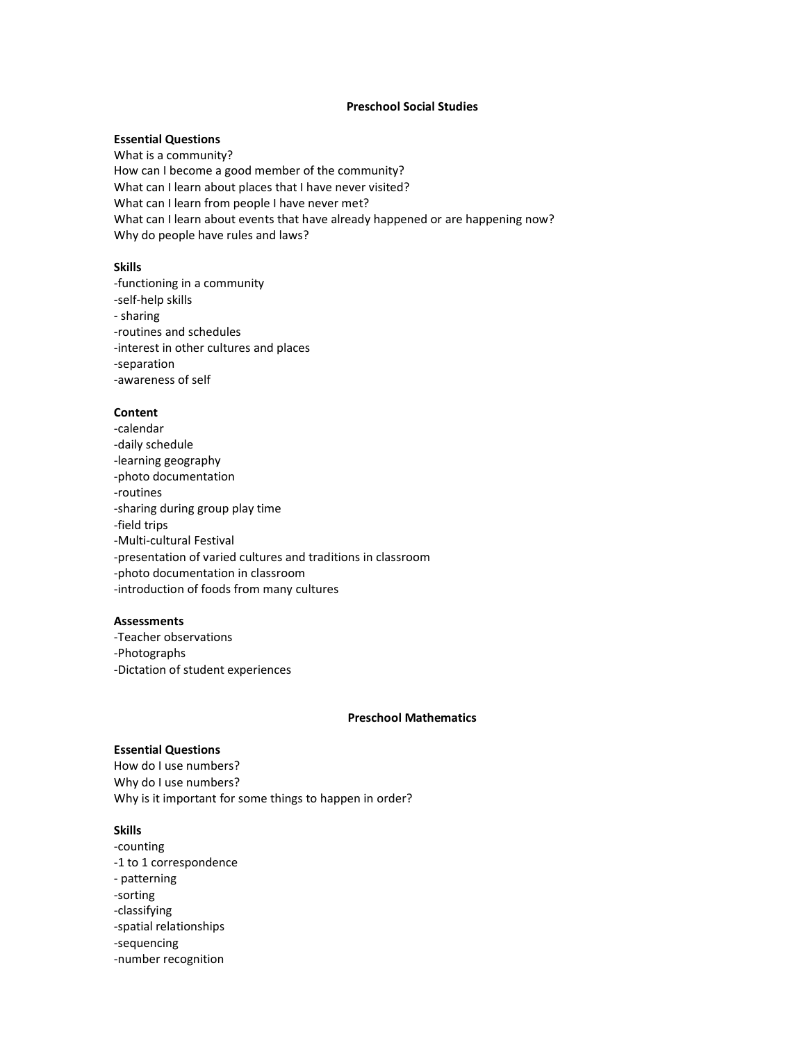## Preschool Social Studies

**Essential Questions**

What is a community?
How can I become a good member of the community?
What can I learn about places that I have never visited?
What can I learn from people I have never met?
What can I learn about events that have already happened or are happening now?
Why do people have rules and laws?

**Skills**

-functioning in a community
-self-help skills
- sharing
-routines and schedules
-interest in other cultures and places
-separation
-awareness of self

**Content**

-calendar
-daily schedule
-learning geography
-photo documentation
-routines
-sharing during group play time
-field trips
-Multi-cultural Festival
-presentation of varied cultures and traditions in classroom
-photo documentation in classroom
-introduction of foods from many cultures

**Assessments**

-Teacher observations
-Photographs
-Dictation of student experiences

## Preschool Mathematics

**Essential Questions**

How do I use numbers?
Why do I use numbers?
Why is it important for some things to happen in order?

**Skills**

-counting
-1 to 1 correspondence
- patterning
-sorting
-classifying
-spatial relationships
-sequencing
-number recognition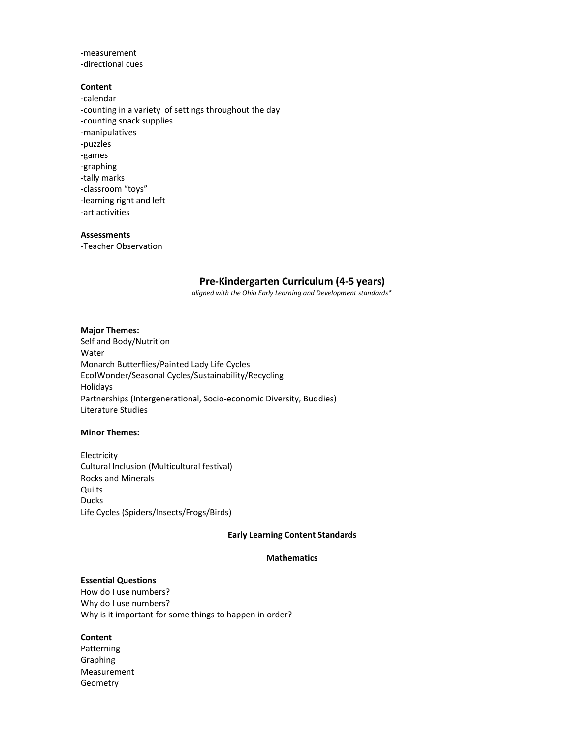-measurement
-directional cues

**Content**
-calendar
-counting in a variety of settings throughout the day
-counting snack supplies
-manipulatives
-puzzles
-games
-graphing
-tally marks
-classroom "toys"
-learning right and left
-art activities

**Assessments**
-Teacher Observation

## Pre-Kindergarten Curriculum (4-5 years)

*aligned with the Ohio Early Learning and Development standards**

**Major Themes:**
Self and Body/Nutrition
Water
Monarch Butterflies/Painted Lady Life Cycles
Eco!Wonder/Seasonal Cycles/Sustainability/Recycling
Holidays
Partnerships (Intergenerational, Socio-economic Diversity, Buddies)
Literature Studies

**Minor Themes:**

Electricity
Cultural Inclusion (Multicultural festival)
Rocks and Minerals
Quilts
Ducks
Life Cycles (Spiders/Insects/Frogs/Birds)

### Early Learning Content Standards

### Mathematics

**Essential Questions**
How do I use numbers?
Why do I use numbers?
Why is it important for some things to happen in order?

**Content**
Patterning
Graphing
Measurement
Geometry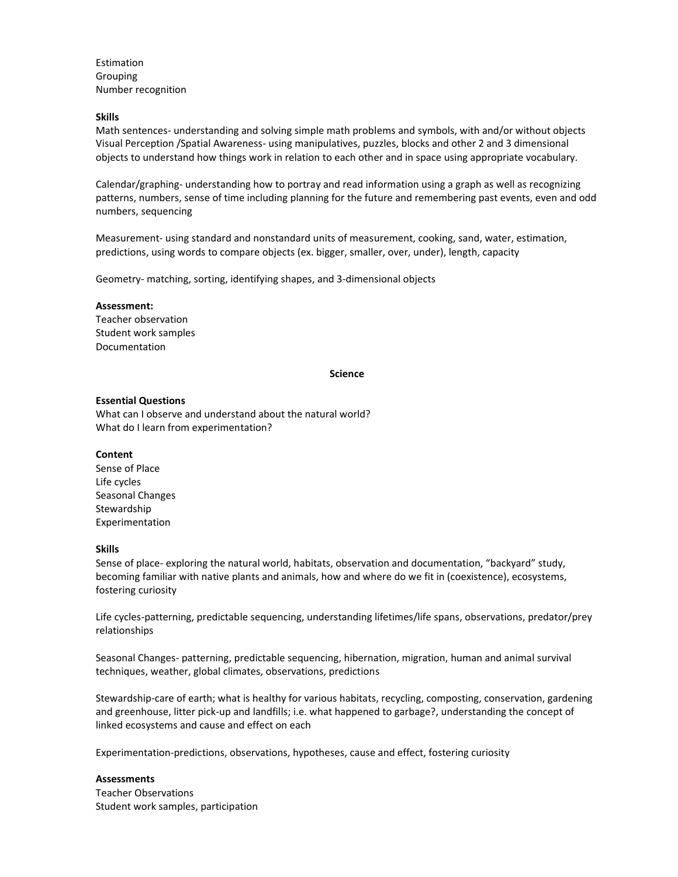Estimation
Grouping
Number recognition

**Skills**

Math sentences- understanding and solving simple math problems and symbols, with and/or without objects
Visual Perception /Spatial Awareness- using manipulatives, puzzles, blocks and other 2 and 3 dimensional objects to understand how things work in relation to each other and in space using appropriate vocabulary.

Calendar/graphing- understanding how to portray and read information using a graph as well as recognizing patterns, numbers, sense of time including planning for the future and remembering past events, even and odd numbers, sequencing

Measurement- using standard and nonstandard units of measurement, cooking, sand, water, estimation, predictions, using words to compare objects (ex. bigger, smaller, over, under), length, capacity

Geometry- matching, sorting, identifying shapes, and 3-dimensional objects

**Assessment:**

Teacher observation
Student work samples
Documentation

## Science

**Essential Questions**

What can I observe and understand about the natural world?
What do I learn from experimentation?

**Content**

Sense of Place
Life cycles
Seasonal Changes
Stewardship
Experimentation

**Skills**

Sense of place- exploring the natural world, habitats, observation and documentation, "backyard" study, becoming familiar with native plants and animals, how and where do we fit in (coexistence), ecosystems, fostering curiosity

Life cycles-patterning, predictable sequencing, understanding lifetimes/life spans, observations, predator/prey relationships

Seasonal Changes- patterning, predictable sequencing, hibernation, migration, human and animal survival techniques, weather, global climates, observations, predictions

Stewardship-care of earth; what is healthy for various habitats, recycling, composting, conservation, gardening and greenhouse, litter pick-up and landfills; i.e. what happened to garbage?, understanding the concept of linked ecosystems and cause and effect on each

Experimentation-predictions, observations, hypotheses, cause and effect, fostering curiosity

**Assessments**

Teacher Observations
Student work samples, participation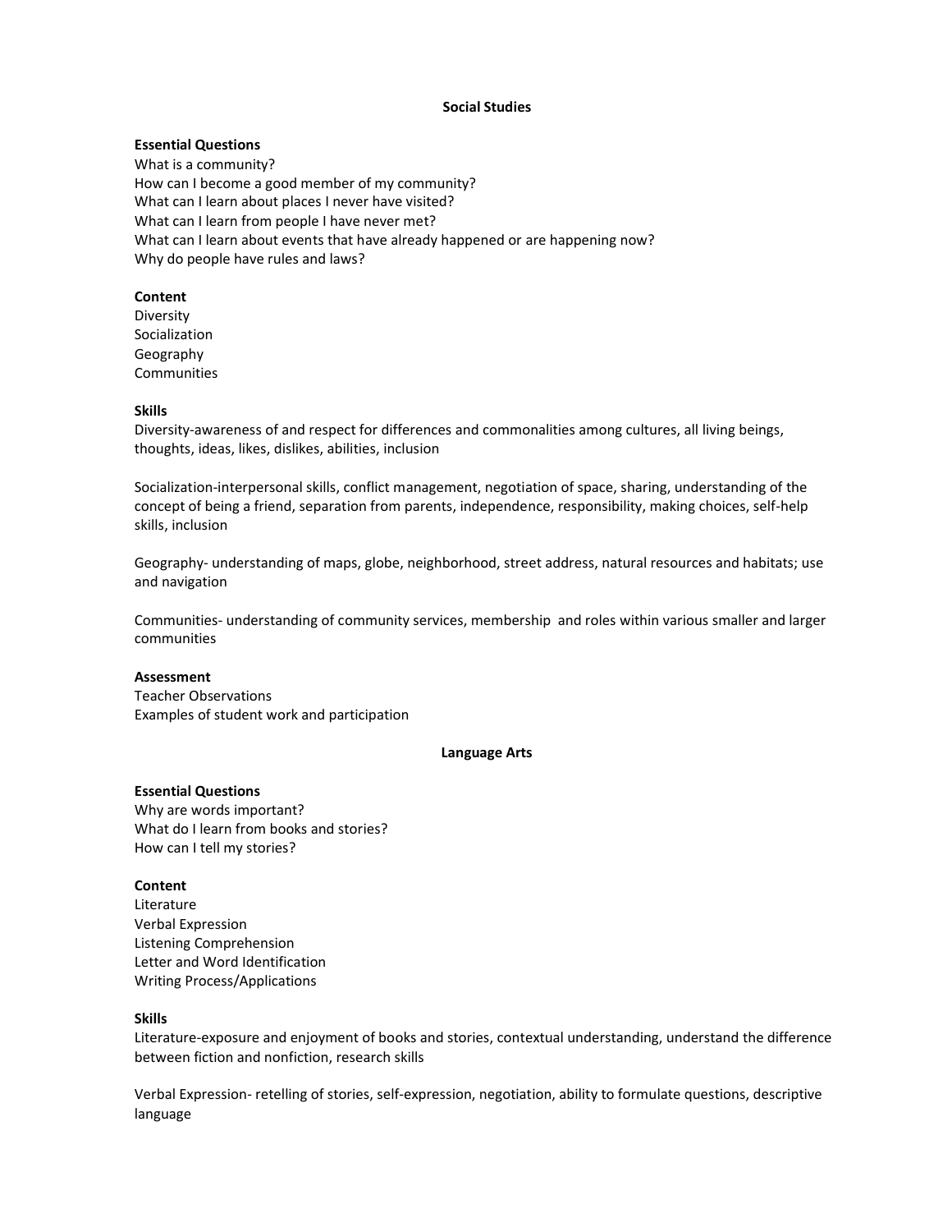## Social Studies

**Essential Questions**

What is a community?
How can I become a good member of my community?
What can I learn about places I never have visited?
What can I learn from people I have never met?
What can I learn about events that have already happened or are happening now?
Why do people have rules and laws?

**Content**

Diversity
Socialization
Geography
Communities

**Skills**

Diversity-awareness of and respect for differences and commonalities among cultures, all living beings, thoughts, ideas, likes, dislikes, abilities, inclusion

Socialization-interpersonal skills, conflict management, negotiation of space, sharing, understanding of the concept of being a friend, separation from parents, independence, responsibility, making choices, self-help skills, inclusion

Geography- understanding of maps, globe, neighborhood, street address, natural resources and habitats; use and navigation

Communities- understanding of community services, membership and roles within various smaller and larger communities

**Assessment**

Teacher Observations
Examples of student work and participation

## Language Arts

**Essential Questions**

Why are words important?
What do I learn from books and stories?
How can I tell my stories?

**Content**

Literature
Verbal Expression
Listening Comprehension
Letter and Word Identification
Writing Process/Applications

**Skills**

Literature-exposure and enjoyment of books and stories, contextual understanding, understand the difference between fiction and nonfiction, research skills

Verbal Expression- retelling of stories, self-expression, negotiation, ability to formulate questions, descriptive language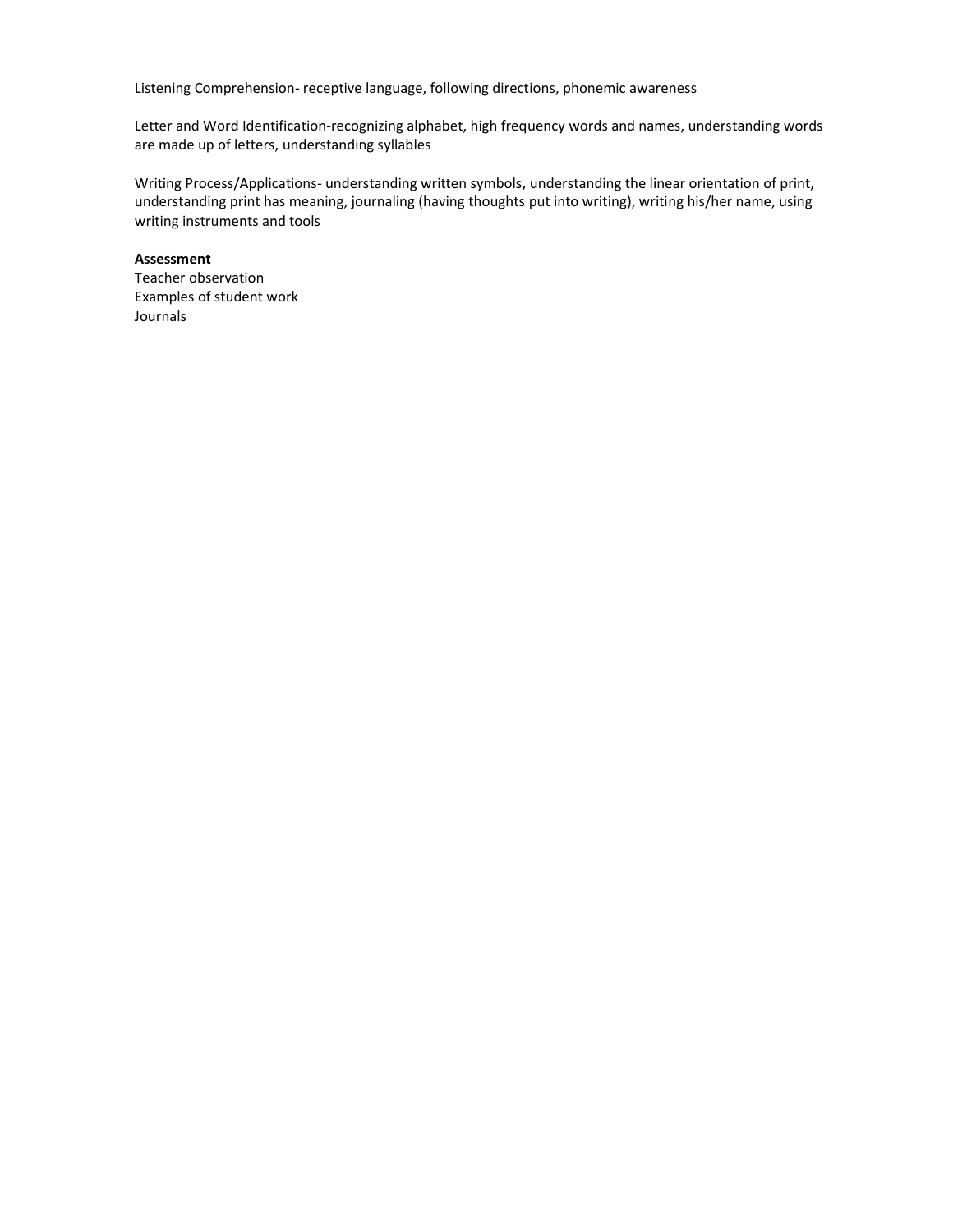Listening Comprehension- receptive language, following directions, phonemic awareness

Letter and Word Identification-recognizing alphabet, high frequency words and names, understanding words are made up of letters, understanding syllables

Writing Process/Applications- understanding written symbols, understanding the linear orientation of print, understanding print has meaning, journaling (having thoughts put into writing), writing his/her name, using writing instruments and tools

**Assessment**
Teacher observation
Examples of student work
Journals